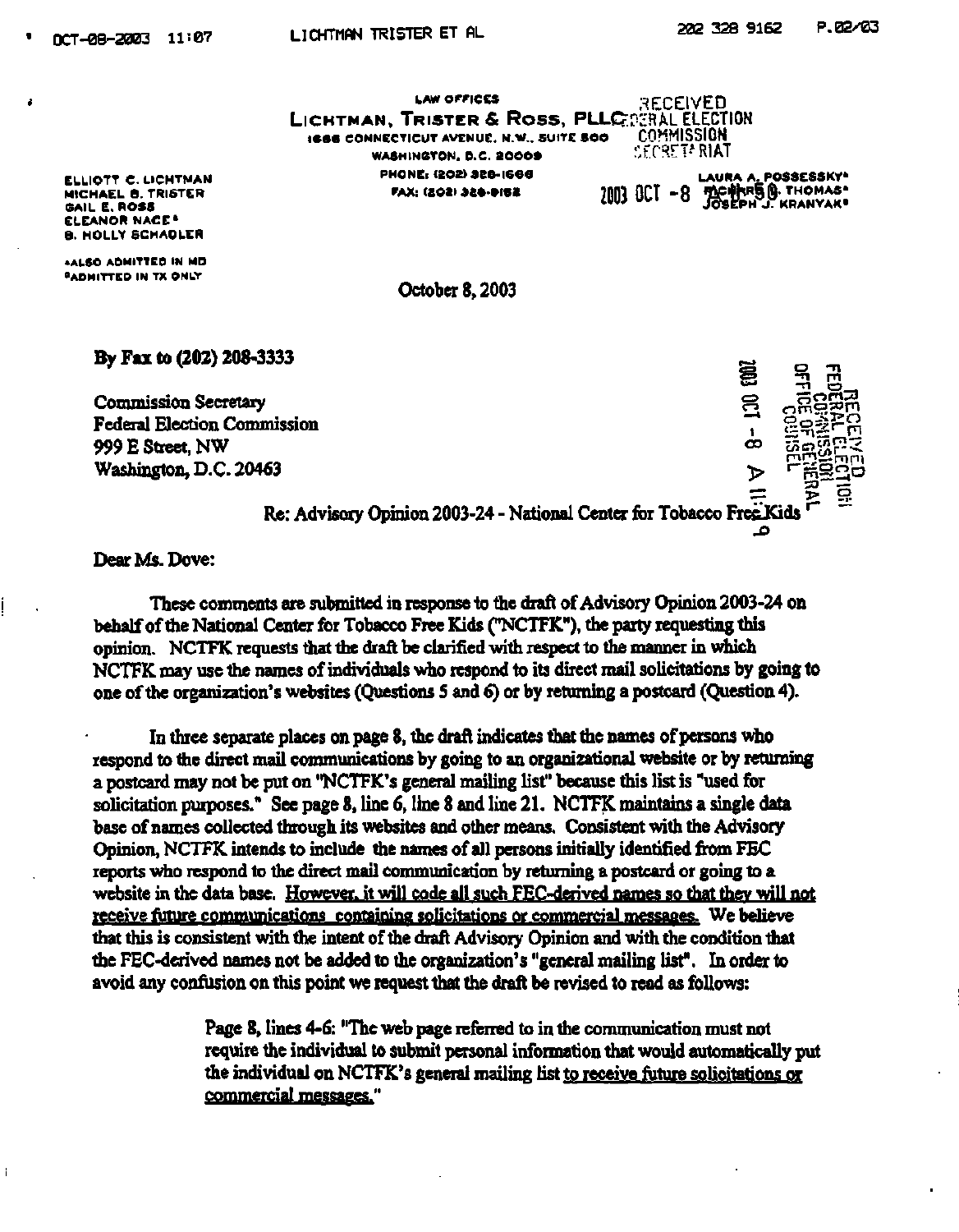LAW OFFICES

LICHTMAN, TRISTER & ROSS, PLLC

1666 CONNECTICUT AVENUE, N.W., SUITE 500

WASHINGTON, D.C. 20009

PHONE: (202) 328-1666

FAX: (202) 328-9162

RECEIVED FEDERAL ELECTION COMMISSION SECRETARIAT

2003 OCT -8

ELLIOTT C. LICHTMAN
MICHAEL B. TRISTER
GAIL E. ROSS
ELEANOR NACE*
B. HOLLY SCHADLER

*ALSO ADMITTED IN MD
°ADMITTED IN TX ONLY

LAURA A. POSSESSKY*
RICHARD B. THOMAS*
JOSEPH J. KRANYAK*

October 8, 2003

RECEIVED FEDERAL ELECTION COMMISSION OFFICE OF GENERAL COUNSEL

2003 OCT -8 A 11:19

By Fax to (202) 208-3333

Commission Secretary
Federal Election Commission
999 E Street, NW
Washington, D.C. 20463

Re: Advisory Opinion 2003-24 - National Center for Tobacco Free Kids

Dear Ms. Dove:

These comments are submitted in response to the draft of Advisory Opinion 2003-24 on behalf of the National Center for Tobacco Free Kids ("NCTFK"), the party requesting this opinion. NCTFK requests that the draft be clarified with respect to the manner in which NCTFK may use the names of individuals who respond to its direct mail solicitations by going to one of the organization's websites (Questions 5 and 6) or by returning a postcard (Question 4).

In three separate places on page 8, the draft indicates that the names of persons who respond to the direct mail communications by going to an organizational website or by returning a postcard may not be put on "NCTFK's general mailing list" because this list is "used for solicitation purposes." See page 8, line 6, line 8 and line 21. NCTFK maintains a single data base of names collected through its websites and other means. Consistent with the Advisory Opinion, NCTFK intends to include the names of all persons initially identified from FEC reports who respond to the direct mail communication by returning a postcard or going to a website in the data base. <u>However, it will code all such FEC-derived names so that they will not receive future communications containing solicitations or commercial messages.</u> We believe that this is consistent with the intent of the draft Advisory Opinion and with the condition that the FEC-derived names not be added to the organization's "general mailing list". In order to avoid any confusion on this point we request that the draft be revised to read as follows:

> Page 8, lines 4-6: "The web page referred to in the communication must not require the individual to submit personal information that would automatically put the individual on NCTFK's general mailing list <u>to receive future solicitations or commercial messages.</u>"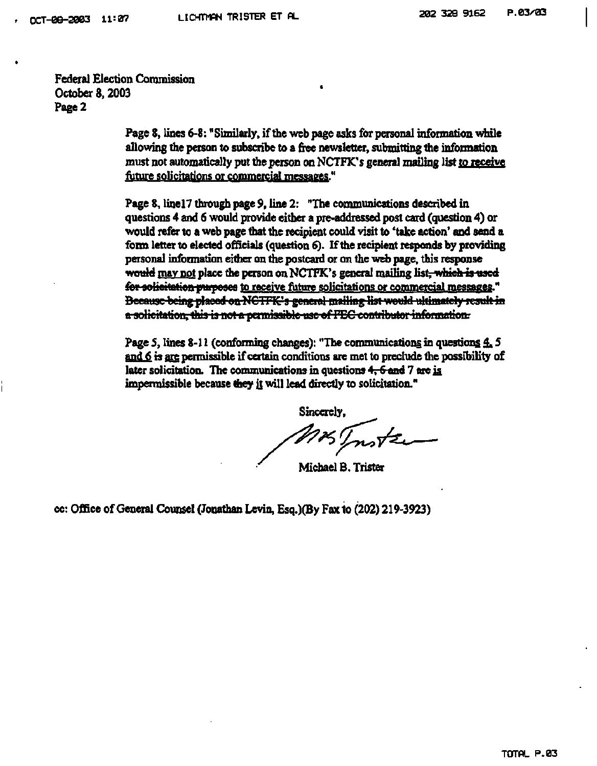Federal Election Commission
October 8, 2003
Page 2

Page 8, lines 6-8: "Similarly, if the web page asks for personal information while allowing the person to subscribe to a free newsletter, submitting the information must not automatically put the person on NCTFK's general mailing list to receive future solicitations or commercial messages."

Page 8, line17 through page 9, line 2: "The communications described in questions 4 and 6 would provide either a pre-addressed post card (question 4) or would refer to a web page that the recipient could visit to 'take action' and send a form letter to elected officials (question 6). If the recipient responds by providing personal information either on the postcard or on the web page, this response ~~would~~ may not place the person on NCTFK's general mailing list~~, which is used for solicitation purposes~~ to receive future solicitations or commercial messages." ~~Because being placed on NCTFK's general mailing list would ultimately result in a solicitation, this is not a permissible use of FEC contributor information.~~

Page 5, lines 8-11 (conforming changes): "The communications in questions 4, 5 and 6 ~~is~~ are permissible if certain conditions are met to preclude the possibility of later solicitation. The communications in questions ~~4, 6 and~~ 7 ~~are~~ is impermissible because ~~they~~ it will lead directly to solicitation."

Sincerely,

Michael B. Trister

cc: Office of General Counsel (Jonathan Levin, Esq.)(By Fax to (202) 219-3923)